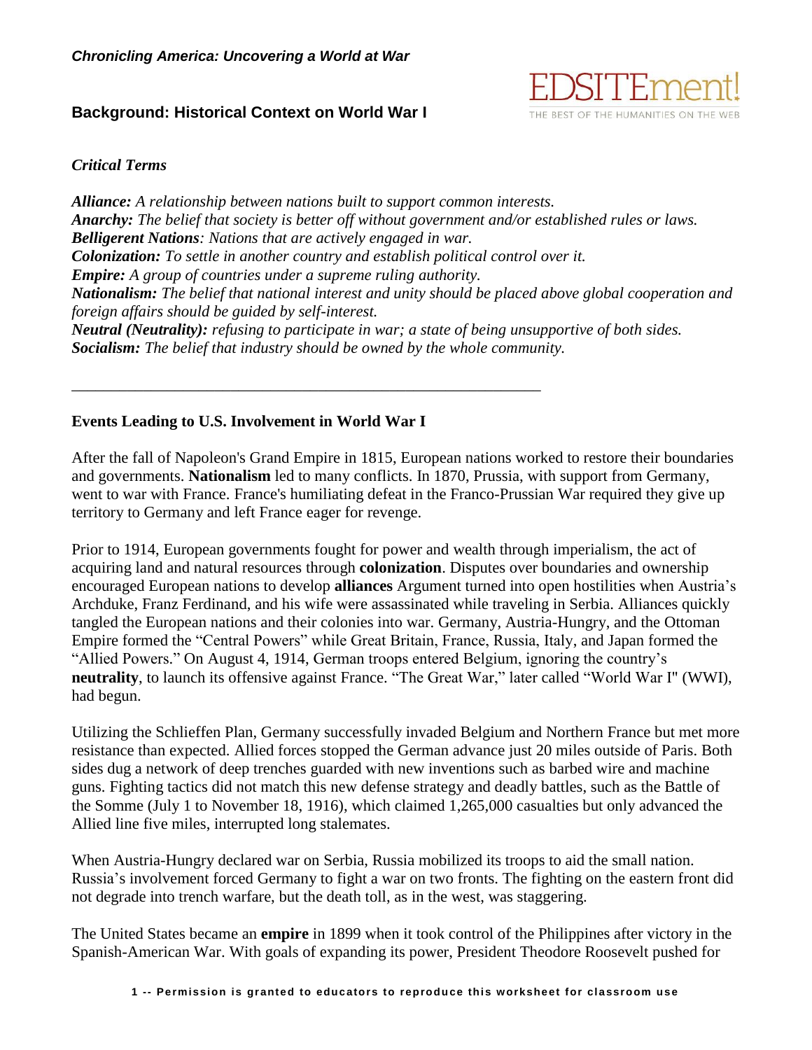*Chronicling America: Uncovering a World at War*

## Background: Historical Context on World War I

### *Critical Terms*

***Alliance:** A relationship between nations built to support common interests.*
***Anarchy:** The belief that society is better off without government and/or established rules or laws.*
***Belligerent Nations**: Nations that are actively engaged in war.*
***Colonization:** To settle in another country and establish political control over it.*
***Empire:** A group of countries under a supreme ruling authority.*
***Nationalism:** The belief that national interest and unity should be placed above global cooperation and foreign affairs should be guided by self-interest.*
***Neutral (Neutrality):** refusing to participate in war; a state of being unsupportive of both sides.*
***Socialism:** The belief that industry should be owned by the whole community.*

---

### Events Leading to U.S. Involvement in World War I

After the fall of Napoleon's Grand Empire in 1815, European nations worked to restore their boundaries and governments. **Nationalism** led to many conflicts. In 1870, Prussia, with support from Germany, went to war with France. France's humiliating defeat in the Franco-Prussian War required they give up territory to Germany and left France eager for revenge.

Prior to 1914, European governments fought for power and wealth through imperialism, the act of acquiring land and natural resources through **colonization**. Disputes over boundaries and ownership encouraged European nations to develop **alliances** Argument turned into open hostilities when Austria's Archduke, Franz Ferdinand, and his wife were assassinated while traveling in Serbia. Alliances quickly tangled the European nations and their colonies into war. Germany, Austria-Hungry, and the Ottoman Empire formed the "Central Powers" while Great Britain, France, Russia, Italy, and Japan formed the "Allied Powers." On August 4, 1914, German troops entered Belgium, ignoring the country's **neutrality**, to launch its offensive against France. "The Great War," later called "World War I" (WWI), had begun.

Utilizing the Schlieffen Plan, Germany successfully invaded Belgium and Northern France but met more resistance than expected. Allied forces stopped the German advance just 20 miles outside of Paris. Both sides dug a network of deep trenches guarded with new inventions such as barbed wire and machine guns. Fighting tactics did not match this new defense strategy and deadly battles, such as the Battle of the Somme (July 1 to November 18, 1916), which claimed 1,265,000 casualties but only advanced the Allied line five miles, interrupted long stalemates.

When Austria-Hungry declared war on Serbia, Russia mobilized its troops to aid the small nation. Russia's involvement forced Germany to fight a war on two fronts. The fighting on the eastern front did not degrade into trench warfare, but the death toll, as in the west, was staggering.

The United States became an **empire** in 1899 when it took control of the Philippines after victory in the Spanish-American War. With goals of expanding its power, President Theodore Roosevelt pushed for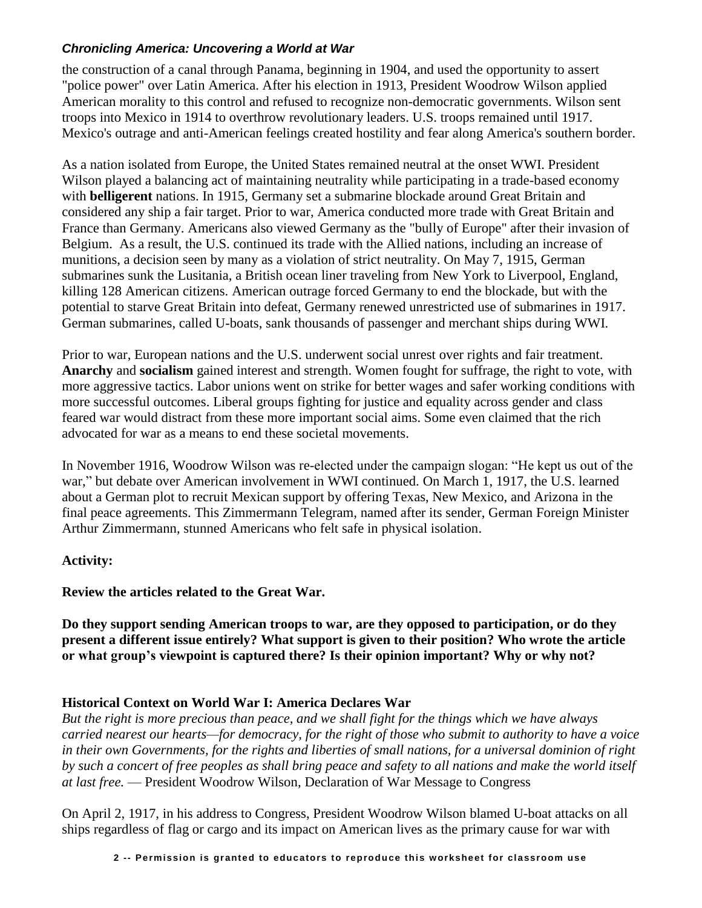the construction of a canal through Panama, beginning in 1904, and used the opportunity to assert "police power" over Latin America. After his election in 1913, President Woodrow Wilson applied American morality to this control and refused to recognize non-democratic governments. Wilson sent troops into Mexico in 1914 to overthrow revolutionary leaders. U.S. troops remained until 1917. Mexico's outrage and anti-American feelings created hostility and fear along America's southern border.

As a nation isolated from Europe, the United States remained neutral at the onset WWI. President Wilson played a balancing act of maintaining neutrality while participating in a trade-based economy with **belligerent** nations. In 1915, Germany set a submarine blockade around Great Britain and considered any ship a fair target. Prior to war, America conducted more trade with Great Britain and France than Germany. Americans also viewed Germany as the "bully of Europe" after their invasion of Belgium. As a result, the U.S. continued its trade with the Allied nations, including an increase of munitions, a decision seen by many as a violation of strict neutrality. On May 7, 1915, German submarines sunk the Lusitania, a British ocean liner traveling from New York to Liverpool, England, killing 128 American citizens. American outrage forced Germany to end the blockade, but with the potential to starve Great Britain into defeat, Germany renewed unrestricted use of submarines in 1917. German submarines, called U-boats, sank thousands of passenger and merchant ships during WWI.

Prior to war, European nations and the U.S. underwent social unrest over rights and fair treatment. **Anarchy** and **socialism** gained interest and strength. Women fought for suffrage, the right to vote, with more aggressive tactics. Labor unions went on strike for better wages and safer working conditions with more successful outcomes. Liberal groups fighting for justice and equality across gender and class feared war would distract from these more important social aims. Some even claimed that the rich advocated for war as a means to end these societal movements.

In November 1916, Woodrow Wilson was re-elected under the campaign slogan: "He kept us out of the war," but debate over American involvement in WWI continued. On March 1, 1917, the U.S. learned about a German plot to recruit Mexican support by offering Texas, New Mexico, and Arizona in the final peace agreements. This Zimmermann Telegram, named after its sender, German Foreign Minister Arthur Zimmermann, stunned Americans who felt safe in physical isolation.

**Activity:**

**Review the articles related to the Great War.**

**Do they support sending American troops to war, are they opposed to participation, or do they present a different issue entirely? What support is given to their position? Who wrote the article or what group's viewpoint is captured there? Is their opinion important? Why or why not?**

### Historical Context on World War I: America Declares War

*But the right is more precious than peace, and we shall fight for the things which we have always carried nearest our hearts—for democracy, for the right of those who submit to authority to have a voice in their own Governments, for the rights and liberties of small nations, for a universal dominion of right by such a concert of free peoples as shall bring peace and safety to all nations and make the world itself at last free.* — President Woodrow Wilson, Declaration of War Message to Congress

On April 2, 1917, in his address to Congress, President Woodrow Wilson blamed U-boat attacks on all ships regardless of flag or cargo and its impact on American lives as the primary cause for war with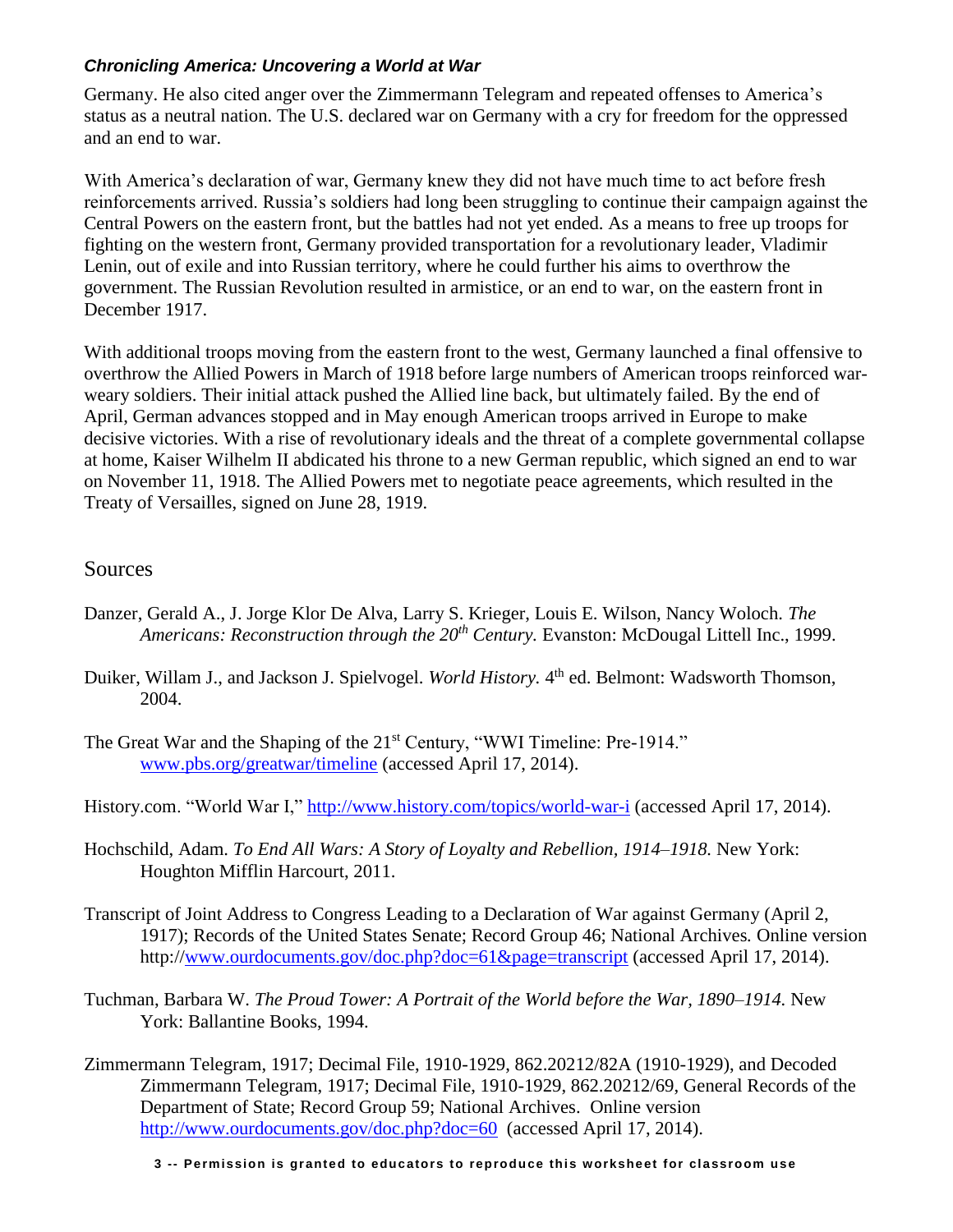Germany. He also cited anger over the Zimmermann Telegram and repeated offenses to America's status as a neutral nation. The U.S. declared war on Germany with a cry for freedom for the oppressed and an end to war.

With America's declaration of war, Germany knew they did not have much time to act before fresh reinforcements arrived. Russia's soldiers had long been struggling to continue their campaign against the Central Powers on the eastern front, but the battles had not yet ended. As a means to free up troops for fighting on the western front, Germany provided transportation for a revolutionary leader, Vladimir Lenin, out of exile and into Russian territory, where he could further his aims to overthrow the government. The Russian Revolution resulted in armistice, or an end to war, on the eastern front in December 1917.

With additional troops moving from the eastern front to the west, Germany launched a final offensive to overthrow the Allied Powers in March of 1918 before large numbers of American troops reinforced war-weary soldiers. Their initial attack pushed the Allied line back, but ultimately failed. By the end of April, German advances stopped and in May enough American troops arrived in Europe to make decisive victories. With a rise of revolutionary ideals and the threat of a complete governmental collapse at home, Kaiser Wilhelm II abdicated his throne to a new German republic, which signed an end to war on November 11, 1918. The Allied Powers met to negotiate peace agreements, which resulted in the Treaty of Versailles, signed on June 28, 1919.

## Sources

Danzer, Gerald A., J. Jorge Klor De Alva, Larry S. Krieger, Louis E. Wilson, Nancy Woloch. *The Americans: Reconstruction through the 20th Century.* Evanston: McDougal Littell Inc., 1999.

Duiker, Willam J., and Jackson J. Spielvogel. *World History.* 4th ed. Belmont: Wadsworth Thomson, 2004.

The Great War and the Shaping of the 21st Century, "WWI Timeline: Pre-1914." www.pbs.org/greatwar/timeline (accessed April 17, 2014).

History.com. "World War I," http://www.history.com/topics/world-war-i (accessed April 17, 2014).

Hochschild, Adam. *To End All Wars: A Story of Loyalty and Rebellion, 1914–1918.* New York: Houghton Mifflin Harcourt, 2011.

Transcript of Joint Address to Congress Leading to a Declaration of War against Germany (April 2, 1917); Records of the United States Senate; Record Group 46; National Archives. Online version http://www.ourdocuments.gov/doc.php?doc=61&page=transcript (accessed April 17, 2014).

Tuchman, Barbara W. *The Proud Tower: A Portrait of the World before the War, 1890–1914.* New York: Ballantine Books, 1994.

Zimmermann Telegram, 1917; Decimal File, 1910-1929, 862.20212/82A (1910-1929), and Decoded Zimmermann Telegram, 1917; Decimal File, 1910-1929, 862.20212/69, General Records of the Department of State; Record Group 59; National Archives. Online version http://www.ourdocuments.gov/doc.php?doc=60 (accessed April 17, 2014).